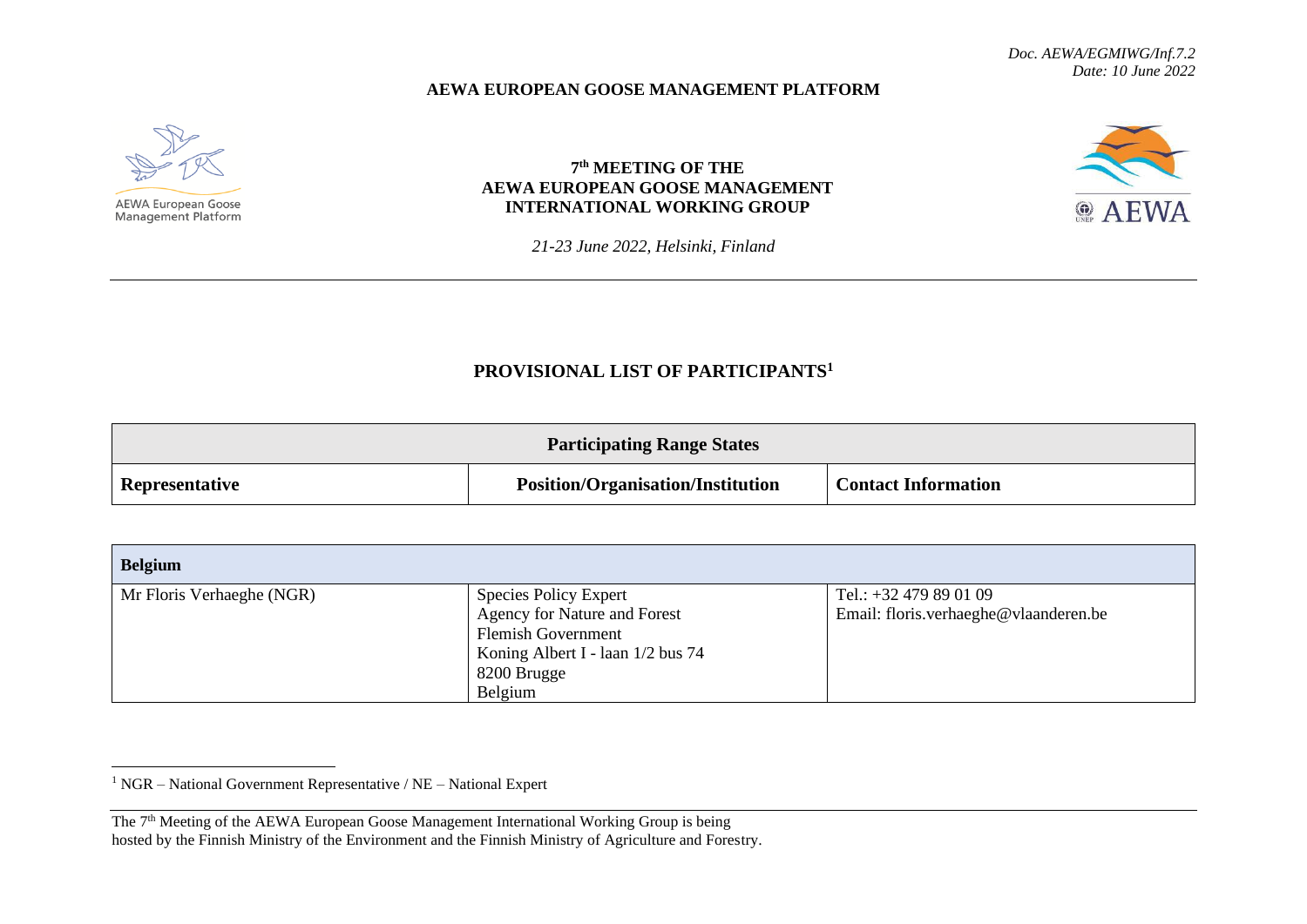*Doc. AEWA/EGMIWG/Inf.7.2*
*Date: 10 June 2022*

**AEWA EUROPEAN GOOSE MANAGEMENT PLATFORM**

AEWA European Goose Management Platform

# 7th MEETING OF THE AEWA EUROPEAN GOOSE MANAGEMENT INTERNATIONAL WORKING GROUP

AEWA

*21-23 June 2022, Helsinki, Finland*

---

## PROVISIONAL LIST OF PARTICIPANTS[1]

| **Participating Range States** | | |
|---|---|---|
| **Representative** | **Position/Organisation/Institution** | **Contact Information** |
| **Belgium** | | |
| Mr Floris Verhaeghe (NGR) | Species Policy Expert<br>Agency for Nature and Forest<br>Flemish Government<br>Koning Albert I - laan 1/2 bus 74<br>8200 Brugge<br>Belgium | Tel.: +32 479 89 01 09<br>Email: floris.verhaeghe@vlaanderen.be |

[1] NGR – National Government Representative / NE – National Expert

The 7th Meeting of the AEWA European Goose Management International Working Group is being hosted by the Finnish Ministry of the Environment and the Finnish Ministry of Agriculture and Forestry.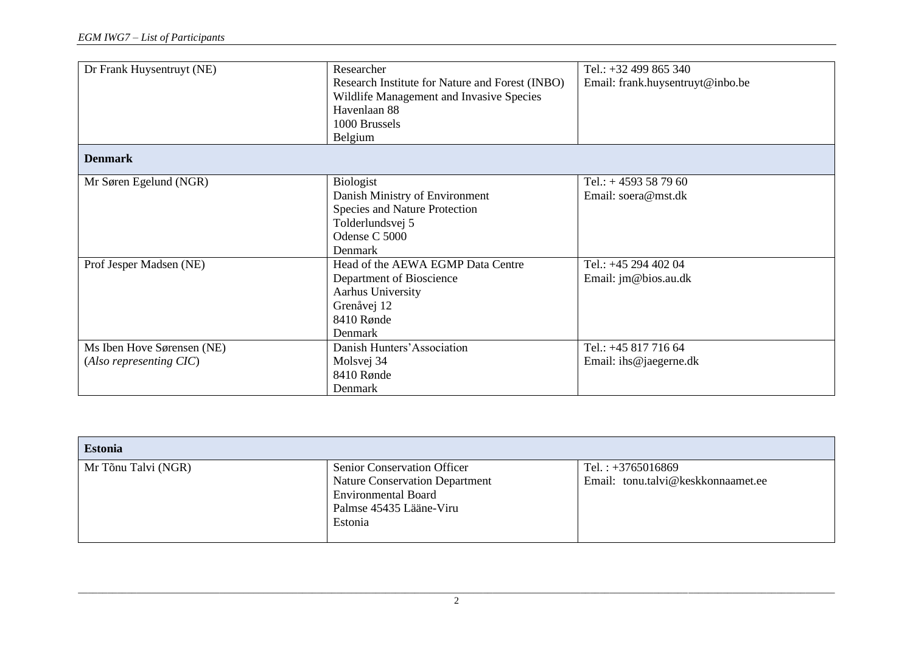| | | |
|---|---|---|
| Dr Frank Huysentruyt (NE) | Researcher<br>Research Institute for Nature and Forest (INBO)<br>Wildlife Management and Invasive Species<br>Havenlaan 88<br>1000 Brussels<br>Belgium | Tel.: +32 499 865 340<br>Email: frank.huysentruyt@inbo.be |
| **Denmark** | | |
| Mr Søren Egelund (NGR) | Biologist<br>Danish Ministry of Environment<br>Species and Nature Protection<br>Tolderlundsvej 5<br>Odense C 5000<br>Denmark | Tel.: + 4593 58 79 60<br>Email: soera@mst.dk |
| Prof Jesper Madsen (NE) | Head of the AEWA EGMP Data Centre<br>Department of Bioscience<br>Aarhus University<br>Grenåvej 12<br>8410 Rønde<br>Denmark | Tel.: +45 294 402 04<br>Email: jm@bios.au.dk |
| Ms Iben Hove Sørensen (NE)<br>(*Also representing CIC*) | Danish Hunters'Association<br>Molsvej 34<br>8410 Rønde<br>Denmark | Tel.: +45 817 716 64<br>Email: ihs@jaegerne.dk |

| | | |
|---|---|---|
| **Estonia** | | |
| Mr Tõnu Talvi (NGR) | Senior Conservation Officer<br>Nature Conservation Department<br>Environmental Board<br>Palmse 45435 Lääne-Viru<br>Estonia | Tel. : +3765016869<br>Email: tonu.talvi@keskkonnaamet.ee |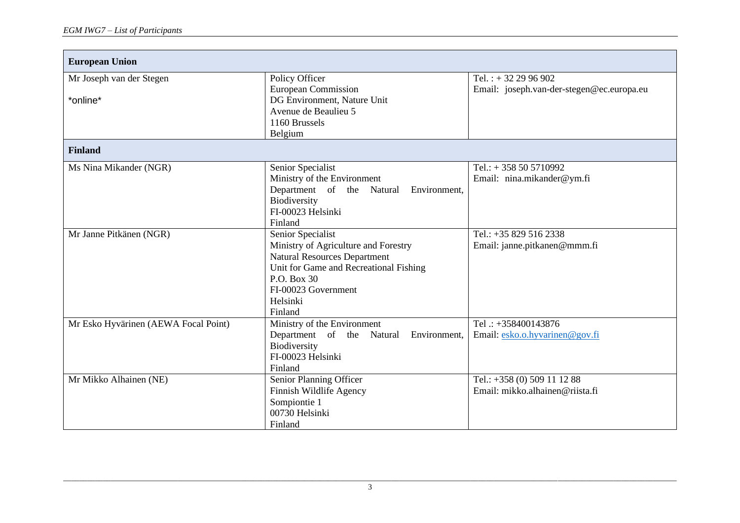| **European Union** | | |
|---|---|---|
| Mr Joseph van der Stegen<br><br>*online* | Policy Officer<br>European Commission<br>DG Environment, Nature Unit<br>Avenue de Beaulieu 5<br>1160 Brussels<br>Belgium | Tel. : + 32 29 96 902<br>Email: joseph.van-der-stegen@ec.europa.eu |
| **Finland** | | |
| Ms Nina Mikander (NGR) | Senior Specialist<br>Ministry of the Environment<br>Department of the Natural Environment, Biodiversity<br>FI-00023 Helsinki<br>Finland | Tel.: + 358 50 5710992<br>Email: nina.mikander@ym.fi |
| Mr Janne Pitkänen (NGR) | Senior Specialist<br>Ministry of Agriculture and Forestry<br>Natural Resources Department<br>Unit for Game and Recreational Fishing<br>P.O. Box 30<br>FI-00023 Government<br>Helsinki<br>Finland | Tel.: +35 829 516 2338<br>Email: janne.pitkanen@mmm.fi |
| Mr Esko Hyvärinen (AEWA Focal Point) | Ministry of the Environment<br>Department of the Natural Environment, Biodiversity<br>FI-00023 Helsinki<br>Finland | Tel .: +358400143876<br>Email: esko.o.hyvarinen@gov.fi |
| Mr Mikko Alhainen (NE) | Senior Planning Officer<br>Finnish Wildlife Agency<br>Sompiontie 1<br>00730 Helsinki<br>Finland | Tel.: +358 (0) 509 11 12 88<br>Email: mikko.alhainen@riista.fi |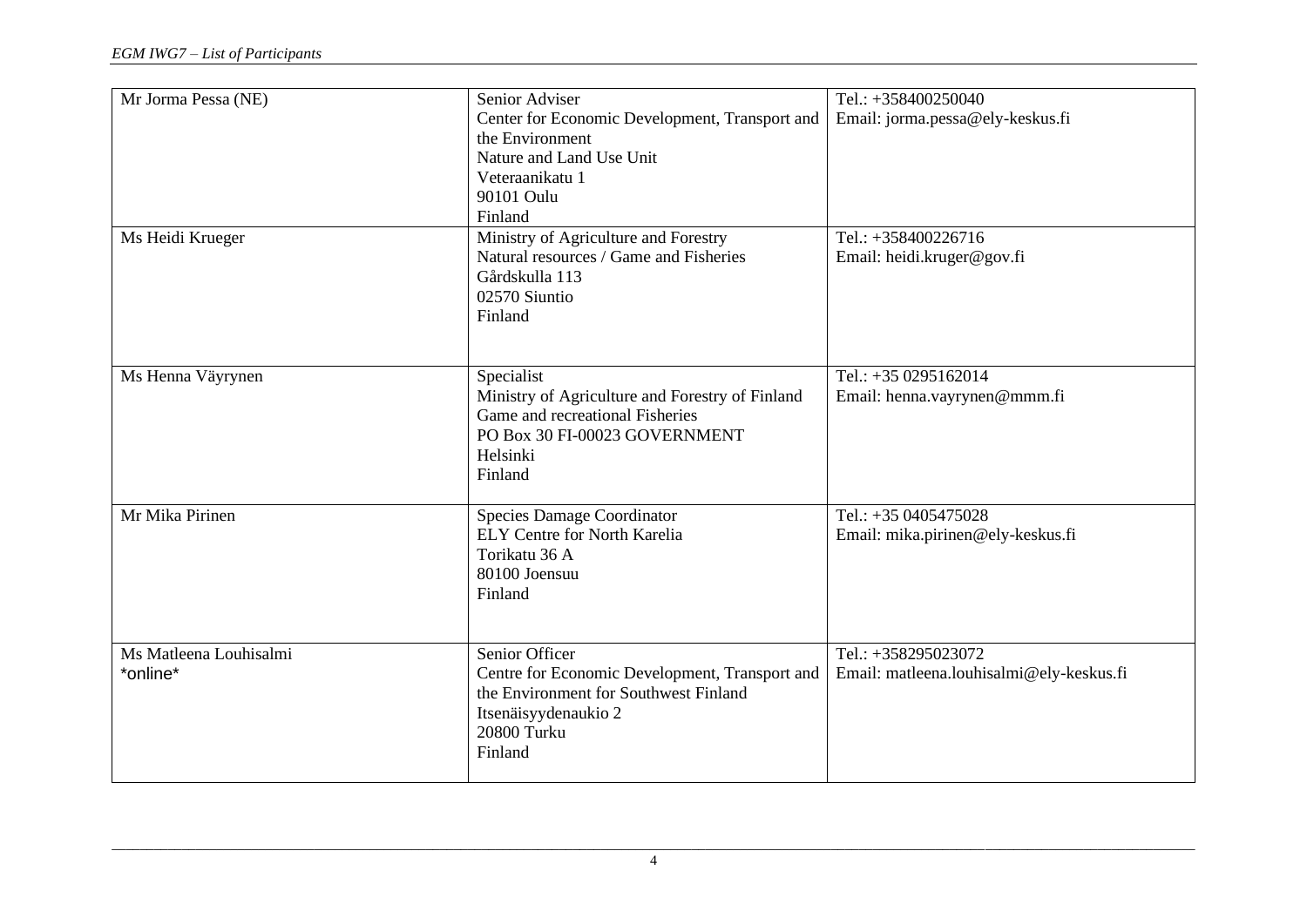| | | |
|---|---|---|
| Mr Jorma Pessa (NE) | Senior Adviser<br>Center for Economic Development, Transport and the Environment<br>Nature and Land Use Unit<br>Veteraanikatu 1<br>90101 Oulu<br>Finland | Tel.: +358400250040<br>Email: jorma.pessa@ely-keskus.fi |
| Ms Heidi Krueger | Ministry of Agriculture and Forestry<br>Natural resources / Game and Fisheries<br>Gårdskulla 113<br>02570 Siuntio<br>Finland | Tel.: +358400226716<br>Email: heidi.kruger@gov.fi |
| Ms Henna Väyrynen | Specialist<br>Ministry of Agriculture and Forestry of Finland<br>Game and recreational Fisheries<br>PO Box 30 FI-00023 GOVERNMENT<br>Helsinki<br>Finland | Tel.: +35 0295162014<br>Email: henna.vayrynen@mmm.fi |
| Mr Mika Pirinen | Species Damage Coordinator<br>ELY Centre for North Karelia<br>Torikatu 36 A<br>80100 Joensuu<br>Finland | Tel.: +35 0405475028<br>Email: mika.pirinen@ely-keskus.fi |
| Ms Matleena Louhisalmi<br>*online* | Senior Officer<br>Centre for Economic Development, Transport and the Environment for Southwest Finland<br>Itsenäisyydenaukio 2<br>20800 Turku<br>Finland | Tel.: +358295023072<br>Email: matleena.louhisalmi@ely-keskus.fi |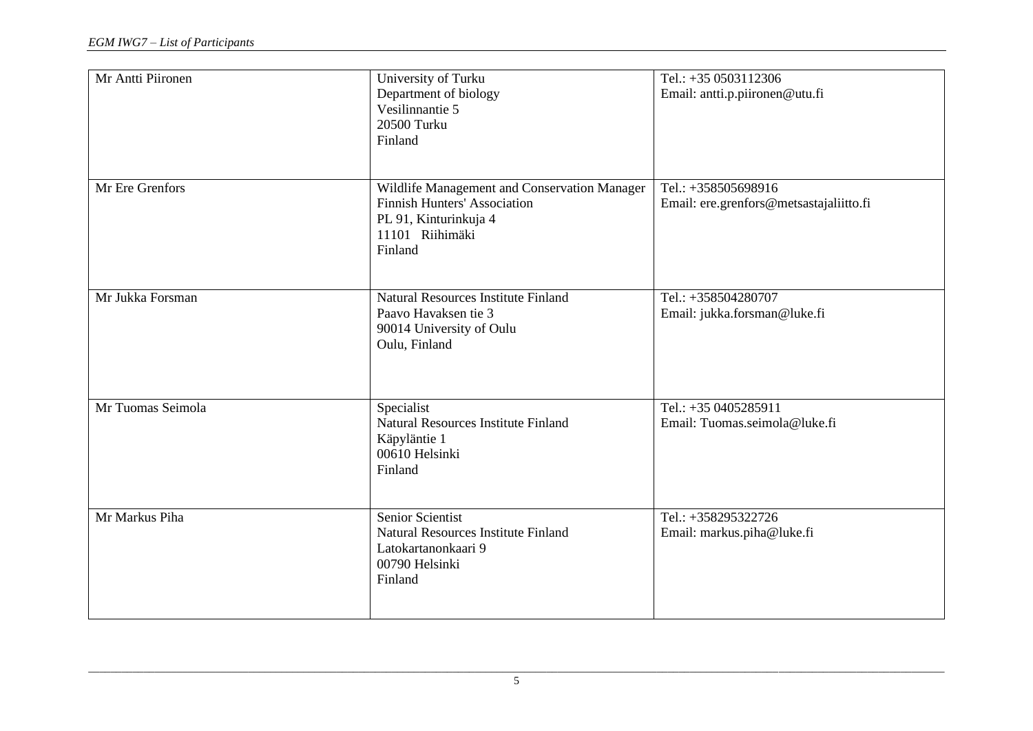| | | |
|---|---|---|
| Mr Antti Piironen | University of Turku<br>Department of biology<br>Vesilinnantie 5<br>20500 Turku<br>Finland | Tel.: +35 0503112306<br>Email: antti.p.piironen@utu.fi |
| Mr Ere Grenfors | Wildlife Management and Conservation Manager<br>Finnish Hunters' Association<br>PL 91, Kinturinkuja 4<br>11101 Riihimäki<br>Finland | Tel.: +358505698916<br>Email: ere.grenfors@metsastajaliitto.fi |
| Mr Jukka Forsman | Natural Resources Institute Finland<br>Paavo Havaksen tie 3<br>90014 University of Oulu<br>Oulu, Finland | Tel.: +358504280707<br>Email: jukka.forsman@luke.fi |
| Mr Tuomas Seimola | Specialist<br>Natural Resources Institute Finland<br>Käpyläntie 1<br>00610 Helsinki<br>Finland | Tel.: +35 0405285911<br>Email: Tuomas.seimola@luke.fi |
| Mr Markus Piha | Senior Scientist<br>Natural Resources Institute Finland<br>Latokartanonkaari 9<br>00790 Helsinki<br>Finland | Tel.: +358295322726<br>Email: markus.piha@luke.fi |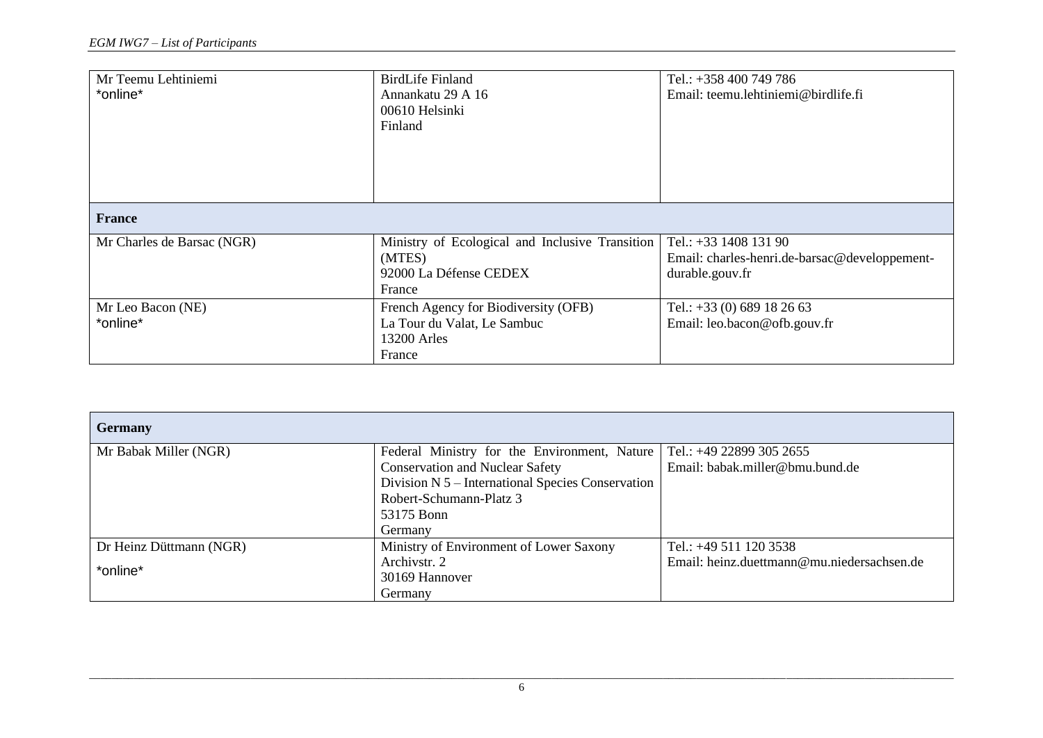| | | |
|---|---|---|
| Mr Teemu Lehtiniemi<br>*online* | BirdLife Finland<br>Annankatu 29 A 16<br>00610 Helsinki<br>Finland | Tel.: +358 400 749 786<br>Email: teemu.lehtiniemi@birdlife.fi |
| **France** | | |
| Mr Charles de Barsac (NGR) | Ministry of Ecological and Inclusive Transition (MTES)<br>92000 La Défense CEDEX<br>France | Tel.: +33 1408 131 90<br>Email: charles-henri.de-barsac@developpement-durable.gouv.fr |
| Mr Leo Bacon (NE)<br>*online* | French Agency for Biodiversity (OFB)<br>La Tour du Valat, Le Sambuc<br>13200 Arles<br>France | Tel.: +33 (0) 689 18 26 63<br>Email: leo.bacon@ofb.gouv.fr |

| **Germany** | | |
|---|---|---|
| Mr Babak Miller (NGR) | Federal Ministry for the Environment, Nature Conservation and Nuclear Safety<br>Division N 5 – International Species Conservation<br>Robert-Schumann-Platz 3<br>53175 Bonn<br>Germany | Tel.: +49 22899 305 2655<br>Email: babak.miller@bmu.bund.de |
| Dr Heinz Düttmann (NGR)<br>*online* | Ministry of Environment of Lower Saxony<br>Archivstr. 2<br>30169 Hannover<br>Germany | Tel.: +49 511 120 3538<br>Email: heinz.duettmann@mu.niedersachsen.de |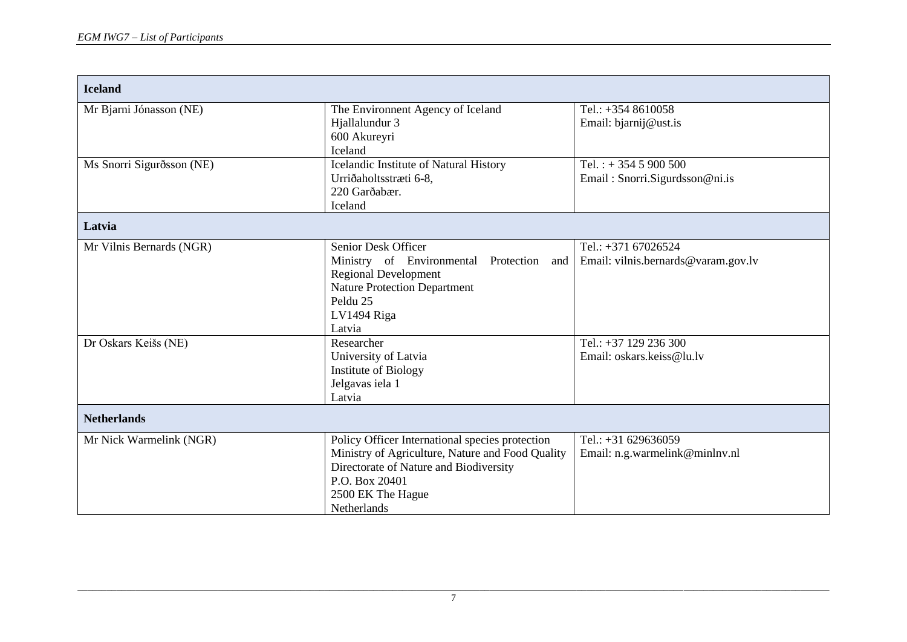| **Iceland** | | |
|---|---|---|
| Mr Bjarni Jónasson (NE) | The Environnent Agency of Iceland<br>Hjallalundur 3<br>600 Akureyri<br>Iceland | Tel.: +354 8610058<br>Email: bjarnij@ust.is |
| Ms Snorri Sigurðsson (NE) | Icelandic Institute of Natural History<br>Urriðaholtsstræti 6-8,<br>220 Garðabær.<br>Iceland | Tel. : + 354 5 900 500<br>Email : Snorri.Sigurdsson@ni.is |
| **Latvia** | | |
| Mr Vilnis Bernards (NGR) | Senior Desk Officer<br>Ministry of Environmental Protection and Regional Development<br>Nature Protection Department<br>Peldu 25<br>LV1494 Riga<br>Latvia | Tel.: +371 67026524<br>Email: vilnis.bernards@varam.gov.lv |
| Dr Oskars Keišs (NE) | Researcher<br>University of Latvia<br>Institute of Biology<br>Jelgavas iela 1<br>Latvia | Tel.: +37 129 236 300<br>Email: oskars.keiss@lu.lv |
| **Netherlands** | | |
| Mr Nick Warmelink (NGR) | Policy Officer International species protection<br>Ministry of Agriculture, Nature and Food Quality<br>Directorate of Nature and Biodiversity<br>P.O. Box 20401<br>2500 EK The Hague<br>Netherlands | Tel.: +31 629636059<br>Email: n.g.warmelink@minlnv.nl |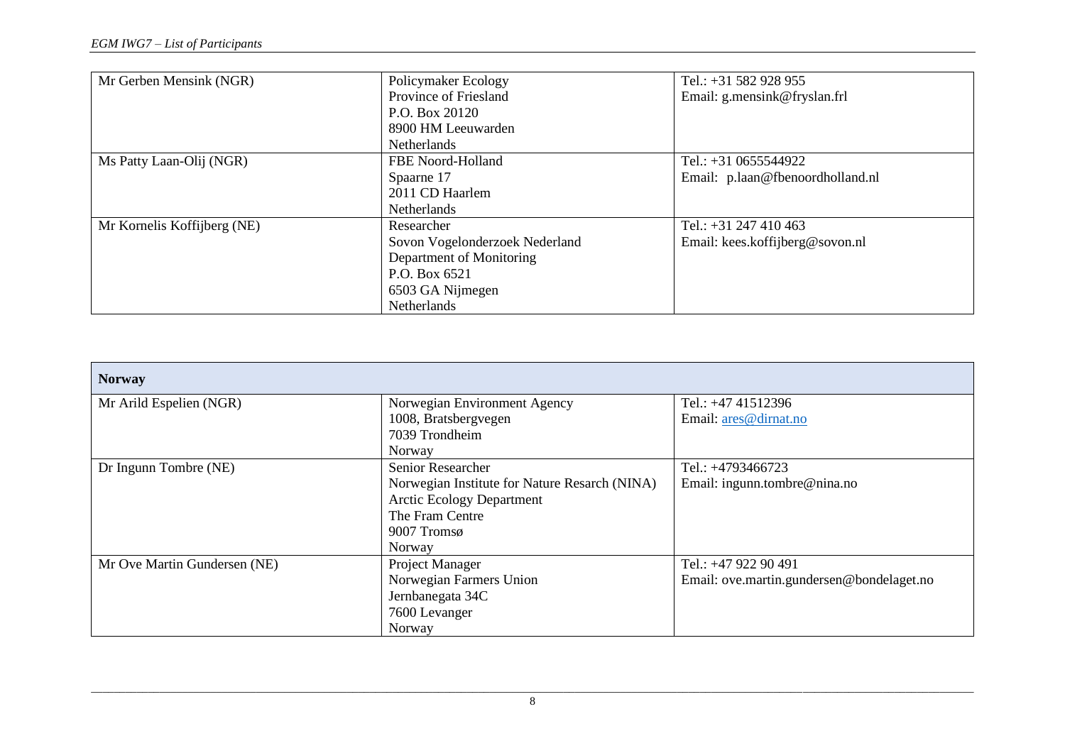| | | |
|---|---|---|
| Mr Gerben Mensink (NGR) | Policymaker Ecology<br>Province of Friesland<br>P.O. Box 20120<br>8900 HM Leeuwarden<br>Netherlands | Tel.: +31 582 928 955<br>Email: g.mensink@fryslan.frl |
| Ms Patty Laan-Olij (NGR) | FBE Noord-Holland<br>Spaarne 17<br>2011 CD Haarlem<br>Netherlands | Tel.: +31 0655544922<br>Email: p.laan@fbenoordholland.nl |
| Mr Kornelis Koffijberg (NE) | Researcher<br>Sovon Vogelonderzoek Nederland<br>Department of Monitoring<br>P.O. Box 6521<br>6503 GA Nijmegen<br>Netherlands | Tel.: +31 247 410 463<br>Email: kees.koffijberg@sovon.nl |

| **Norway** | | |
|---|---|---|
| Mr Arild Espelien (NGR) | Norwegian Environment Agency<br>1008, Bratsbergvegen<br>7039 Trondheim<br>Norway | Tel.: +47 41512396<br>Email: ares@dirnat.no |
| Dr Ingunn Tombre (NE) | Senior Researcher<br>Norwegian Institute for Nature Resarch (NINA)<br>Arctic Ecology Department<br>The Fram Centre<br>9007 Tromsø<br>Norway | Tel.: +4793466723<br>Email: ingunn.tombre@nina.no |
| Mr Ove Martin Gundersen (NE) | Project Manager<br>Norwegian Farmers Union<br>Jernbanegata 34C<br>7600 Levanger<br>Norway | Tel.: +47 922 90 491<br>Email: ove.martin.gundersen@bondelaget.no |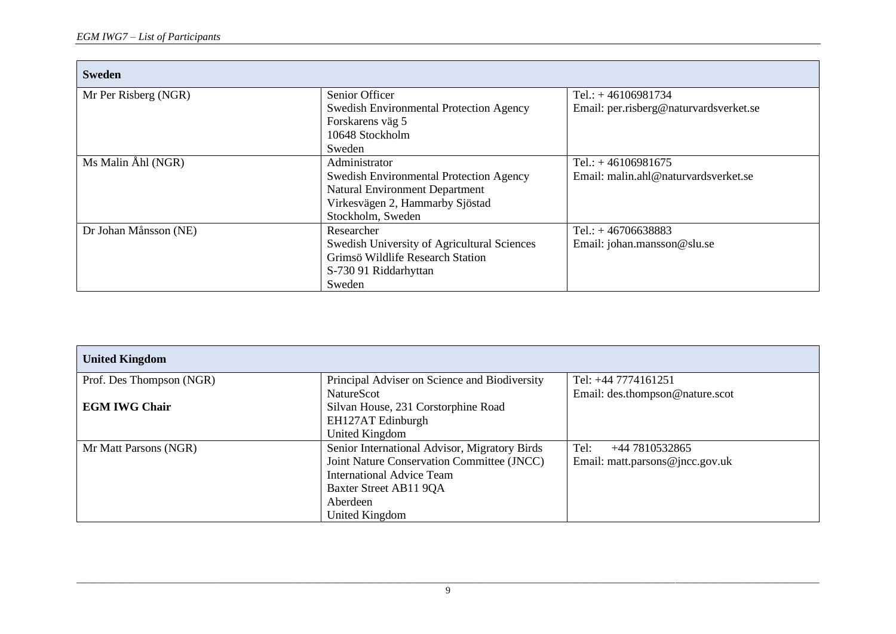| Sweden | | |
|---|---|---|
| Mr Per Risberg (NGR) | Senior Officer<br>Swedish Environmental Protection Agency<br>Forskarens väg 5<br>10648 Stockholm<br>Sweden | Tel.: + 46106981734<br>Email: per.risberg@naturvardsverket.se |
| Ms Malin Åhl (NGR) | Administrator<br>Swedish Environmental Protection Agency<br>Natural Environment Department<br>Virkesvägen 2, Hammarby Sjöstad<br>Stockholm, Sweden | Tel.: + 46106981675<br>Email: malin.ahl@naturvardsverket.se |
| Dr Johan Månsson (NE) | Researcher<br>Swedish University of Agricultural Sciences<br>Grimsö Wildlife Research Station<br>S-730 91 Riddarhyttan<br>Sweden | Tel.: + 46706638883<br>Email: johan.mansson@slu.se |

| United Kingdom | | |
|---|---|---|
| Prof. Des Thompson (NGR)<br><br>**EGM IWG Chair** | Principal Adviser on Science and Biodiversity<br>NatureScot<br>Silvan House, 231 Corstorphine Road<br>EH127AT Edinburgh<br>United Kingdom | Tel: +44 7774161251<br>Email: des.thompson@nature.scot |
| Mr Matt Parsons (NGR) | Senior International Advisor, Migratory Birds<br>Joint Nature Conservation Committee (JNCC)<br>International Advice Team<br>Baxter Street AB11 9QA<br>Aberdeen<br>United Kingdom | Tel: +44 7810532865<br>Email: matt.parsons@jncc.gov.uk |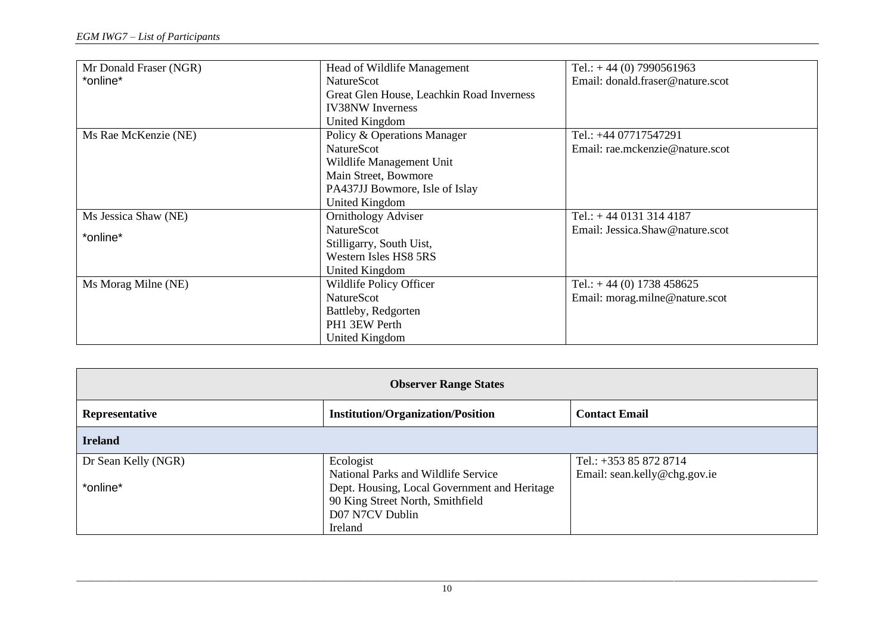| | | |
|---|---|---|
| Mr Donald Fraser (NGR)<br>*online* | Head of Wildlife Management<br>NatureScot<br>Great Glen House, Leachkin Road Inverness<br>IV38NW Inverness<br>United Kingdom | Tel.: + 44 (0) 7990561963<br>Email: donald.fraser@nature.scot |
| Ms Rae McKenzie (NE) | Policy & Operations Manager<br>NatureScot<br>Wildlife Management Unit<br>Main Street, Bowmore<br>PA437JJ Bowmore, Isle of Islay<br>United Kingdom | Tel.: +44 07717547291<br>Email: rae.mckenzie@nature.scot |
| Ms Jessica Shaw (NE)<br>*online* | Ornithology Adviser<br>NatureScot<br>Stilligarry, South Uist,<br>Western Isles HS8 5RS<br>United Kingdom | Tel.: + 44 0131 314 4187<br>Email: Jessica.Shaw@nature.scot |
| Ms Morag Milne (NE) | Wildlife Policy Officer<br>NatureScot<br>Battleby, Redgorten<br>PH1 3EW Perth<br>United Kingdom | Tel.: + 44 (0) 1738 458625<br>Email: morag.milne@nature.scot |

| **Observer Range States** | | |
|---|---|---|
| **Representative** | **Institution/Organization/Position** | **Contact Email** |
| **Ireland** | | |
| Dr Sean Kelly (NGR)<br>*online* | Ecologist<br>National Parks and Wildlife Service<br>Dept. Housing, Local Government and Heritage<br>90 King Street North, Smithfield<br>D07 N7CV Dublin<br>Ireland | Tel.: +353 85 872 8714<br>Email: sean.kelly@chg.gov.ie |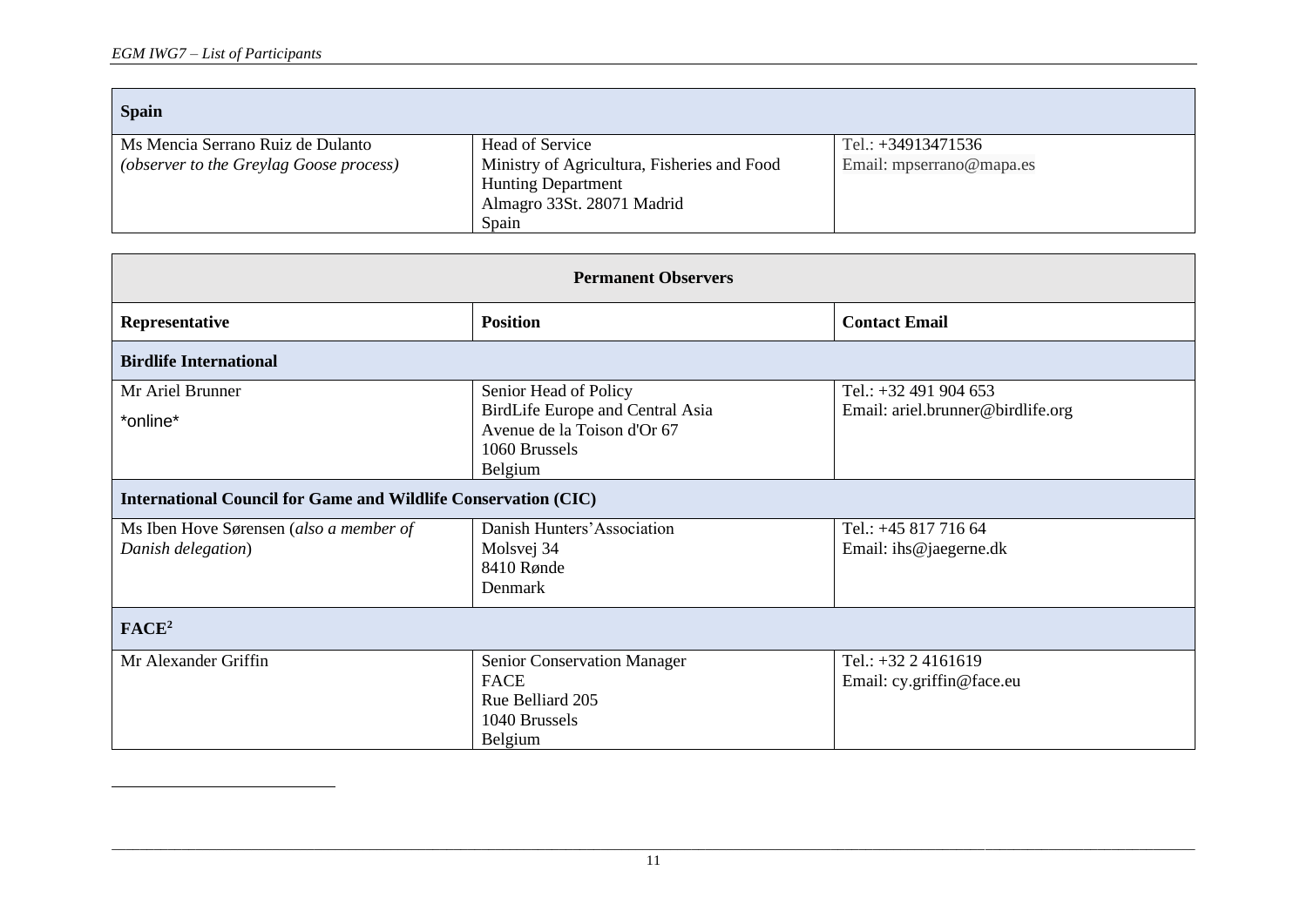| Spain | | |
|---|---|---|
| Ms Mencia Serrano Ruiz de Dulanto *(observer to the Greylag Goose process)* | Head of Service<br>Ministry of Agricultura, Fisheries and Food<br>Hunting Department<br>Almagro 33St. 28071 Madrid<br>Spain | Tel.: +34913471536<br>Email: mpserrano@mapa.es |

| Permanent Observers | | |
|---|---|---|
| **Representative** | **Position** | **Contact Email** |
| **Birdlife International** | | |
| Mr Ariel Brunner<br>\*online\* | Senior Head of Policy<br>BirdLife Europe and Central Asia<br>Avenue de la Toison d'Or 67<br>1060 Brussels<br>Belgium | Tel.: +32 491 904 653<br>Email: ariel.brunner@birdlife.org |
| **International Council for Game and Wildlife Conservation (CIC)** | | |
| Ms Iben Hove Sørensen (*also a member of Danish delegation*) | Danish Hunters' Association<br>Molsvej 34<br>8410 Rønde<br>Denmark | Tel.: +45 817 716 64<br>Email: ihs@jaegerne.dk |
| **FACE**[2] | | |
| Mr Alexander Griffin | Senior Conservation Manager<br>FACE<br>Rue Belliard 205<br>1040 Brussels<br>Belgium | Tel.: +32 2 4161619<br>Email: cy.griffin@face.eu |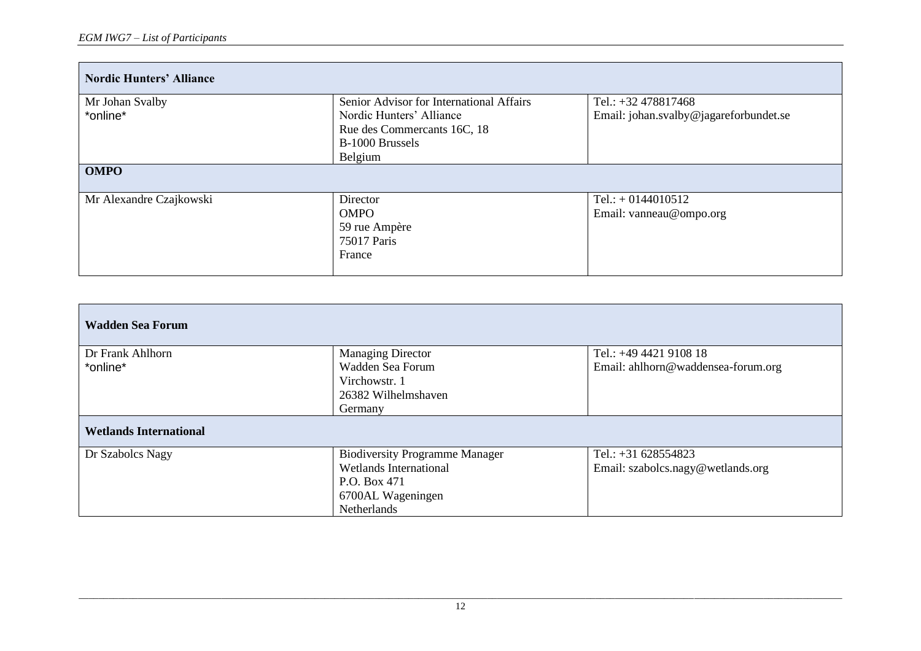| **Nordic Hunters' Alliance** | | |
|---|---|---|
| Mr Johan Svalby<br>*online* | Senior Advisor for International Affairs<br>Nordic Hunters' Alliance<br>Rue des Commercants 16C, 18<br>B-1000 Brussels<br>Belgium | Tel.: +32 478817468<br>Email: johan.svalby@jagareforbundet.se |
| **OMPO** | | |
| Mr Alexandre Czajkowski | Director<br>OMPO<br>59 rue Ampère<br>75017 Paris<br>France | Tel.: + 0144010512<br>Email: vanneau@ompo.org |

| **Wadden Sea Forum** | | |
|---|---|---|
| Dr Frank Ahlhorn<br>*online* | Managing Director<br>Wadden Sea Forum<br>Virchowstr. 1<br>26382 Wilhelmshaven<br>Germany | Tel.: +49 4421 9108 18<br>Email: ahlhorn@waddensea-forum.org |
| **Wetlands International** | | |
| Dr Szabolcs Nagy | Biodiversity Programme Manager<br>Wetlands International<br>P.O. Box 471<br>6700AL Wageningen<br>Netherlands | Tel.: +31 628554823<br>Email: szabolcs.nagy@wetlands.org |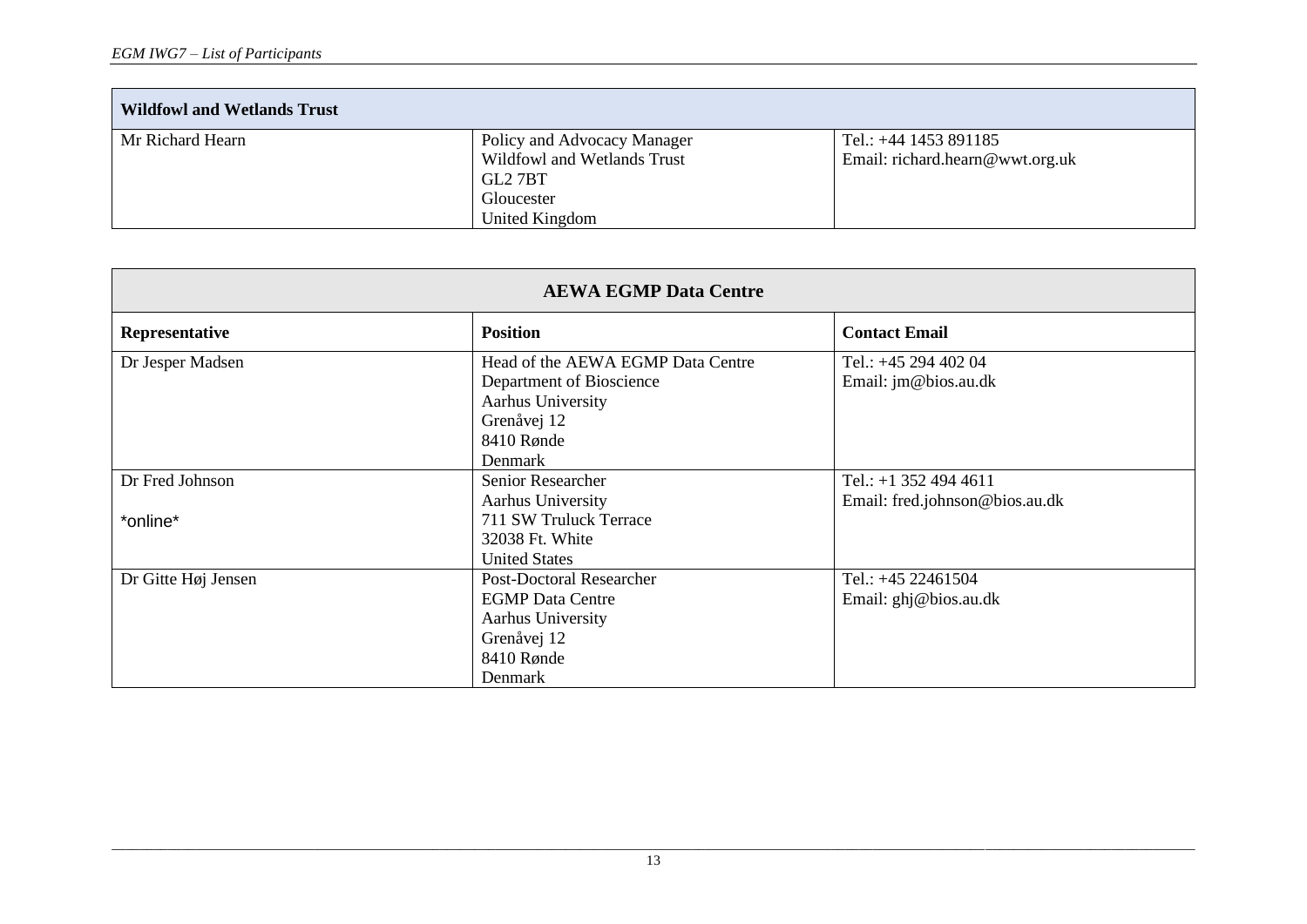| Wildfowl and Wetlands Trust | | |
|---|---|---|
| Mr Richard Hearn | Policy and Advocacy Manager<br>Wildfowl and Wetlands Trust<br>GL2 7BT<br>Gloucester<br>United Kingdom | Tel.: +44 1453 891185<br>Email: richard.hearn@wwt.org.uk |

| AEWA EGMP Data Centre | | |
|---|---|---|
| **Representative** | **Position** | **Contact Email** |
| Dr Jesper Madsen | Head of the AEWA EGMP Data Centre<br>Department of Bioscience<br>Aarhus University<br>Grenåvej 12<br>8410 Rønde<br>Denmark | Tel.: +45 294 402 04<br>Email: jm@bios.au.dk |
| Dr Fred Johnson<br><br>*online* | Senior Researcher<br>Aarhus University<br>711 SW Truluck Terrace<br>32038 Ft. White<br>United States | Tel.: +1 352 494 4611<br>Email: fred.johnson@bios.au.dk |
| Dr Gitte Høj Jensen | Post-Doctoral Researcher<br>EGMP Data Centre<br>Aarhus University<br>Grenåvej 12<br>8410 Rønde<br>Denmark | Tel.: +45 22461504<br>Email: ghj@bios.au.dk |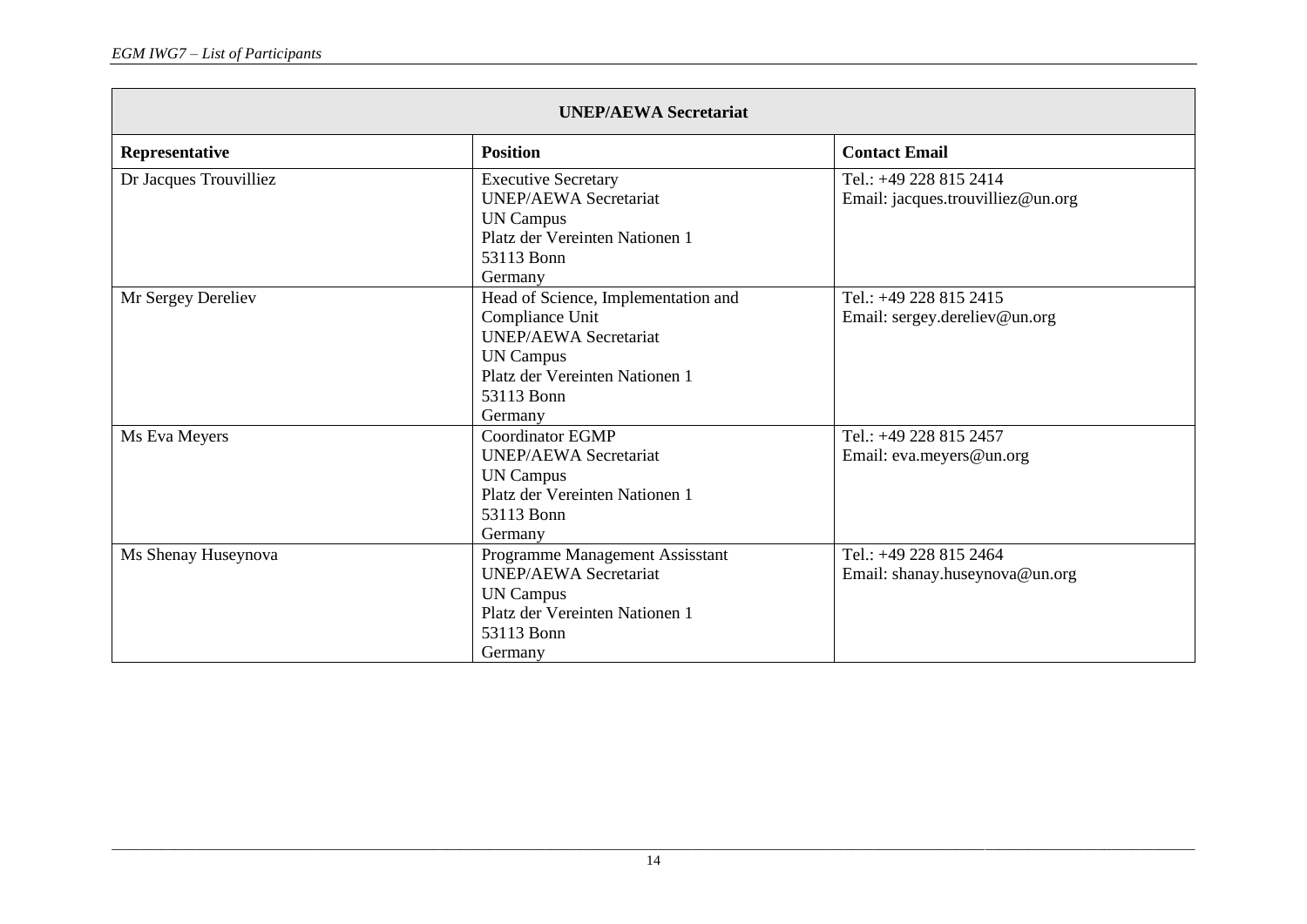| UNEP/AEWA Secretariat | | |
|---|---|---|
| **Representative** | **Position** | **Contact Email** |
| Dr Jacques Trouvilliez | Executive Secretary<br>UNEP/AEWA Secretariat<br>UN Campus<br>Platz der Vereinten Nationen 1<br>53113 Bonn<br>Germany | Tel.: +49 228 815 2414<br>Email: jacques.trouvilliez@un.org |
| Mr Sergey Dereliev | Head of Science, Implementation and Compliance Unit<br>UNEP/AEWA Secretariat<br>UN Campus<br>Platz der Vereinten Nationen 1<br>53113 Bonn<br>Germany | Tel.: +49 228 815 2415<br>Email: sergey.dereliev@un.org |
| Ms Eva Meyers | Coordinator EGMP<br>UNEP/AEWA Secretariat<br>UN Campus<br>Platz der Vereinten Nationen 1<br>53113 Bonn<br>Germany | Tel.: +49 228 815 2457<br>Email: eva.meyers@un.org |
| Ms Shenay Huseynova | Programme Management Assisstant<br>UNEP/AEWA Secretariat<br>UN Campus<br>Platz der Vereinten Nationen 1<br>53113 Bonn<br>Germany | Tel.: +49 228 815 2464<br>Email: shanay.huseynova@un.org |